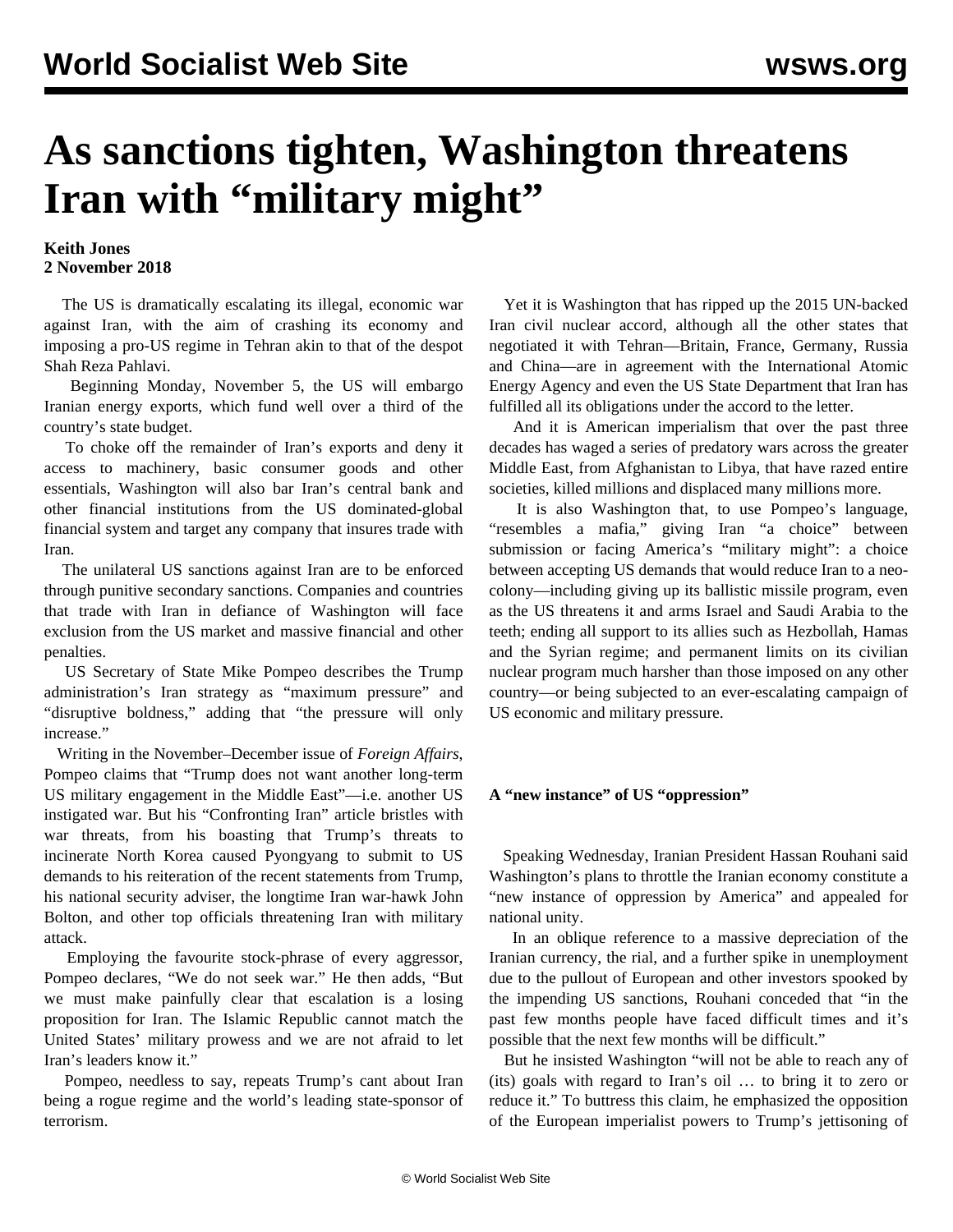# As sanctions tighten, Washington threatens Iran with "military might"

**Keith Jones**
**2 November 2018**

The US is dramatically escalating its illegal, economic war against Iran, with the aim of crashing its economy and imposing a pro-US regime in Tehran akin to that of the despot Shah Reza Pahlavi.

Beginning Monday, November 5, the US will embargo Iranian energy exports, which fund well over a third of the country's state budget.

To choke off the remainder of Iran's exports and deny it access to machinery, basic consumer goods and other essentials, Washington will also bar Iran's central bank and other financial institutions from the US dominated-global financial system and target any company that insures trade with Iran.

The unilateral US sanctions against Iran are to be enforced through punitive secondary sanctions. Companies and countries that trade with Iran in defiance of Washington will face exclusion from the US market and massive financial and other penalties.

US Secretary of State Mike Pompeo describes the Trump administration's Iran strategy as "maximum pressure" and "disruptive boldness," adding that "the pressure will only increase."

Writing in the November–December issue of *Foreign Affairs*, Pompeo claims that "Trump does not want another long-term US military engagement in the Middle East"—i.e. another US instigated war. But his "Confronting Iran" article bristles with war threats, from his boasting that Trump's threats to incinerate North Korea caused Pyongyang to submit to US demands to his reiteration of the recent statements from Trump, his national security adviser, the longtime Iran war-hawk John Bolton, and other top officials threatening Iran with military attack.

Employing the favourite stock-phrase of every aggressor, Pompeo declares, "We do not seek war." He then adds, "But we must make painfully clear that escalation is a losing proposition for Iran. The Islamic Republic cannot match the United States' military prowess and we are not afraid to let Iran's leaders know it."

Pompeo, needless to say, repeats Trump's cant about Iran being a rogue regime and the world's leading state-sponsor of terrorism.

Yet it is Washington that has ripped up the 2015 UN-backed Iran civil nuclear accord, although all the other states that negotiated it with Tehran—Britain, France, Germany, Russia and China—are in agreement with the International Atomic Energy Agency and even the US State Department that Iran has fulfilled all its obligations under the accord to the letter.

And it is American imperialism that over the past three decades has waged a series of predatory wars across the greater Middle East, from Afghanistan to Libya, that have razed entire societies, killed millions and displaced many millions more.

It is also Washington that, to use Pompeo's language, "resembles a mafia," giving Iran "a choice" between submission or facing America's "military might": a choice between accepting US demands that would reduce Iran to a neo-colony—including giving up its ballistic missile program, even as the US threatens it and arms Israel and Saudi Arabia to the teeth; ending all support to its allies such as Hezbollah, Hamas and the Syrian regime; and permanent limits on its civilian nuclear program much harsher than those imposed on any other country—or being subjected to an ever-escalating campaign of US economic and military pressure.

**A "new instance" of US "oppression"**

Speaking Wednesday, Iranian President Hassan Rouhani said Washington's plans to throttle the Iranian economy constitute a "new instance of oppression by America" and appealed for national unity.

In an oblique reference to a massive depreciation of the Iranian currency, the rial, and a further spike in unemployment due to the pullout of European and other investors spooked by the impending US sanctions, Rouhani conceded that "in the past few months people have faced difficult times and it's possible that the next few months will be difficult."

But he insisted Washington "will not be able to reach any of (its) goals with regard to Iran's oil … to bring it to zero or reduce it." To buttress this claim, he emphasized the opposition of the European imperialist powers to Trump's jettisoning of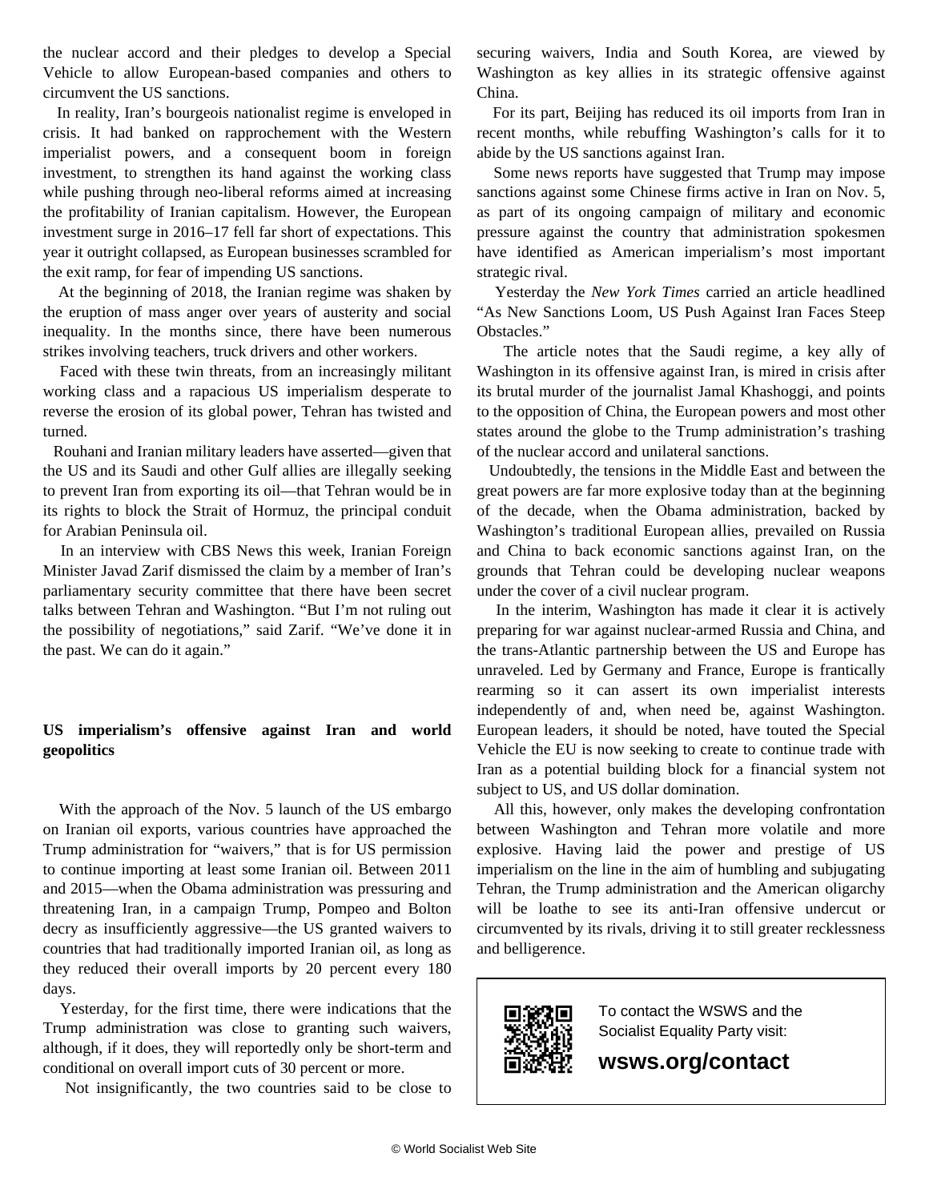the nuclear accord and their pledges to develop a Special Vehicle to allow European-based companies and others to circumvent the US sanctions.

In reality, Iran's bourgeois nationalist regime is enveloped in crisis. It had banked on rapprochement with the Western imperialist powers, and a consequent boom in foreign investment, to strengthen its hand against the working class while pushing through neo-liberal reforms aimed at increasing the profitability of Iranian capitalism. However, the European investment surge in 2016–17 fell far short of expectations. This year it outright collapsed, as European businesses scrambled for the exit ramp, for fear of impending US sanctions.

At the beginning of 2018, the Iranian regime was shaken by the eruption of mass anger over years of austerity and social inequality. In the months since, there have been numerous strikes involving teachers, truck drivers and other workers.

Faced with these twin threats, from an increasingly militant working class and a rapacious US imperialism desperate to reverse the erosion of its global power, Tehran has twisted and turned.

Rouhani and Iranian military leaders have asserted—given that the US and its Saudi and other Gulf allies are illegally seeking to prevent Iran from exporting its oil—that Tehran would be in its rights to block the Strait of Hormuz, the principal conduit for Arabian Peninsula oil.

In an interview with CBS News this week, Iranian Foreign Minister Javad Zarif dismissed the claim by a member of Iran's parliamentary security committee that there have been secret talks between Tehran and Washington. "But I'm not ruling out the possibility of negotiations," said Zarif. "We've done it in the past. We can do it again."

**US imperialism's offensive against Iran and world geopolitics**

With the approach of the Nov. 5 launch of the US embargo on Iranian oil exports, various countries have approached the Trump administration for "waivers," that is for US permission to continue importing at least some Iranian oil. Between 2011 and 2015—when the Obama administration was pressuring and threatening Iran, in a campaign Trump, Pompeo and Bolton decry as insufficiently aggressive—the US granted waivers to countries that had traditionally imported Iranian oil, as long as they reduced their overall imports by 20 percent every 180 days.

Yesterday, for the first time, there were indications that the Trump administration was close to granting such waivers, although, if it does, they will reportedly only be short-term and conditional on overall import cuts of 30 percent or more.

Not insignificantly, the two countries said to be close to securing waivers, India and South Korea, are viewed by Washington as key allies in its strategic offensive against China.

For its part, Beijing has reduced its oil imports from Iran in recent months, while rebuffing Washington's calls for it to abide by the US sanctions against Iran.

Some news reports have suggested that Trump may impose sanctions against some Chinese firms active in Iran on Nov. 5, as part of its ongoing campaign of military and economic pressure against the country that administration spokesmen have identified as American imperialism's most important strategic rival.

Yesterday the *New York Times* carried an article headlined "As New Sanctions Loom, US Push Against Iran Faces Steep Obstacles."

The article notes that the Saudi regime, a key ally of Washington in its offensive against Iran, is mired in crisis after its brutal murder of the journalist Jamal Khashoggi, and points to the opposition of China, the European powers and most other states around the globe to the Trump administration's trashing of the nuclear accord and unilateral sanctions.

Undoubtedly, the tensions in the Middle East and between the great powers are far more explosive today than at the beginning of the decade, when the Obama administration, backed by Washington's traditional European allies, prevailed on Russia and China to back economic sanctions against Iran, on the grounds that Tehran could be developing nuclear weapons under the cover of a civil nuclear program.

In the interim, Washington has made it clear it is actively preparing for war against nuclear-armed Russia and China, and the trans-Atlantic partnership between the US and Europe has unraveled. Led by Germany and France, Europe is frantically rearming so it can assert its own imperialist interests independently of and, when need be, against Washington. European leaders, it should be noted, have touted the Special Vehicle the EU is now seeking to create to continue trade with Iran as a potential building block for a financial system not subject to US, and US dollar domination.

All this, however, only makes the developing confrontation between Washington and Tehran more volatile and more explosive. Having laid the power and prestige of US imperialism on the line in the aim of humbling and subjugating Tehran, the Trump administration and the American oligarchy will be loathe to see its anti-Iran offensive undercut or circumvented by its rivals, driving it to still greater recklessness and belligerence.

To contact the WSWS and the Socialist Equality Party visit:

**wsws.org/contact**